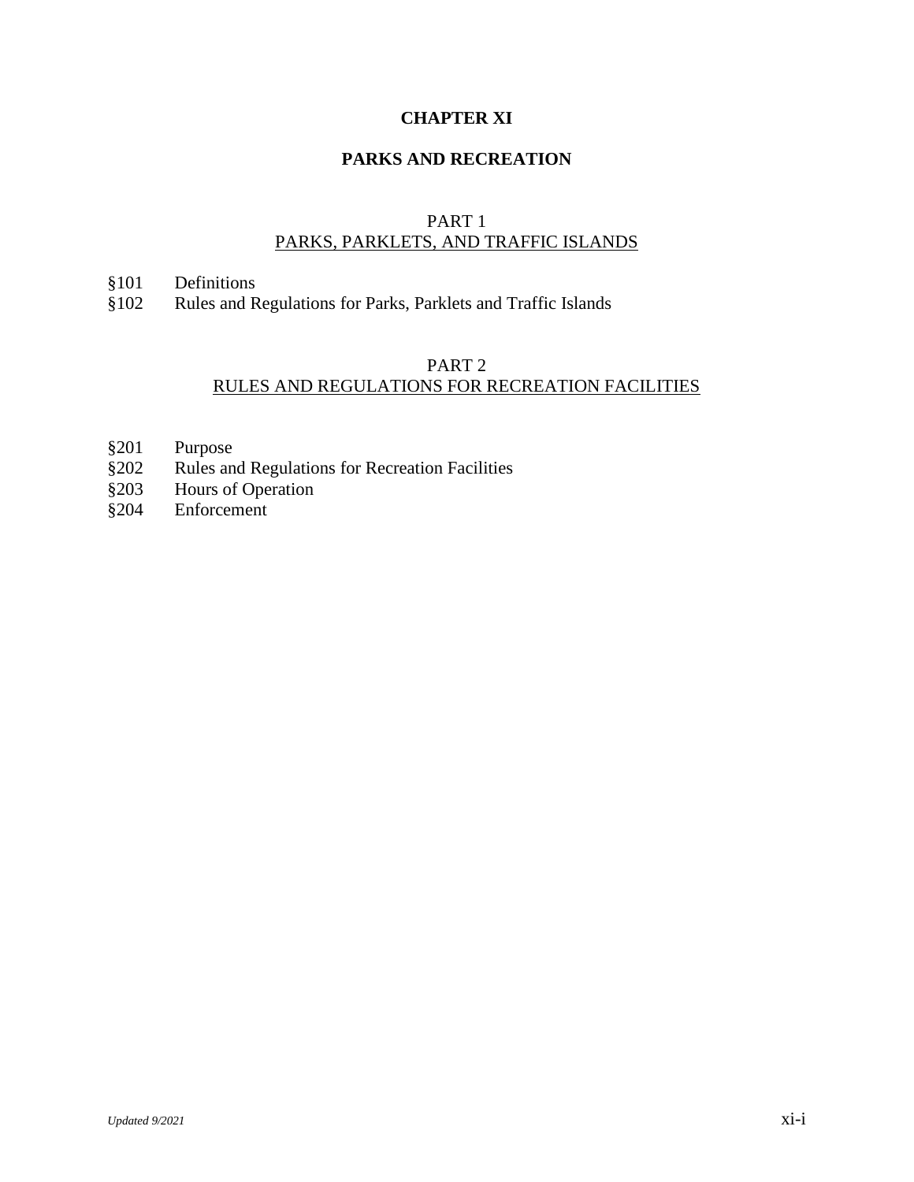# CHAPTER XI

# PARKS AND RECREATION

## PART 1
## PARKS, PARKLETS, AND TRAFFIC ISLANDS

§101 Definitions
§102 Rules and Regulations for Parks, Parklets and Traffic Islands

## PART 2
## RULES AND REGULATIONS FOR RECREATION FACILITIES

§201 Purpose
§202 Rules and Regulations for Recreation Facilities
§203 Hours of Operation
§204 Enforcement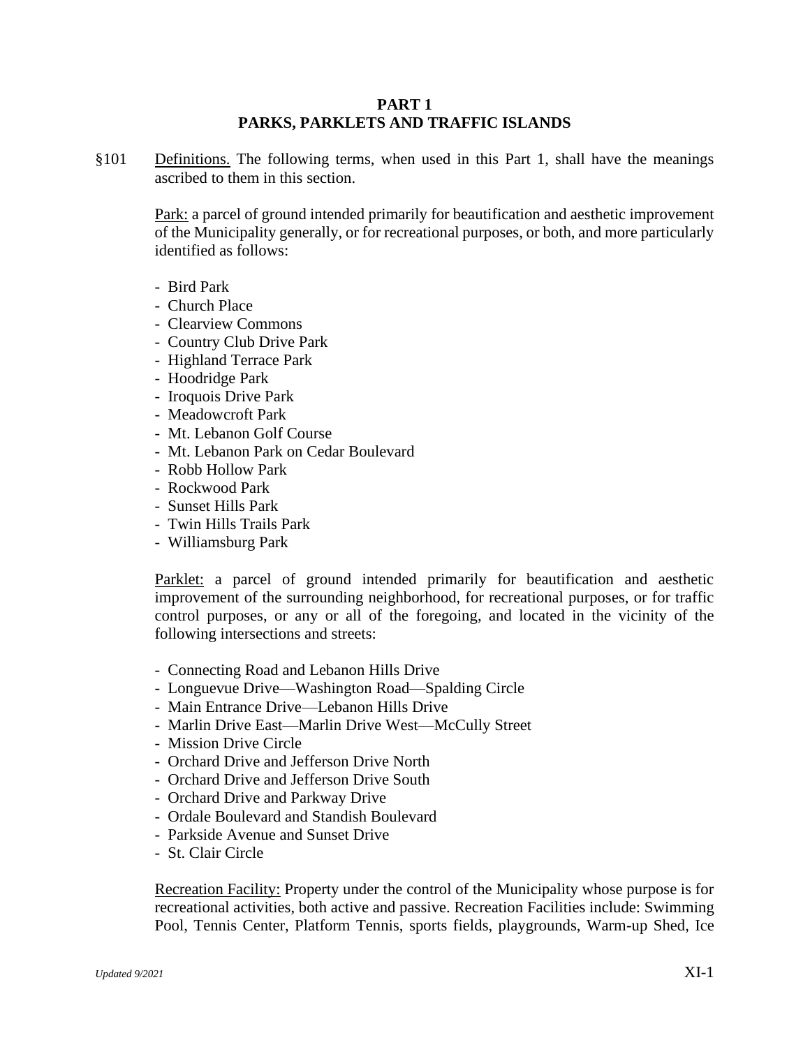# PART 1
# PARKS, PARKLETS AND TRAFFIC ISLANDS

§101 Definitions. The following terms, when used in this Part 1, shall have the meanings ascribed to them in this section.

Park: a parcel of ground intended primarily for beautification and aesthetic improvement of the Municipality generally, or for recreational purposes, or both, and more particularly identified as follows:

- Bird Park
- Church Place
- Clearview Commons
- Country Club Drive Park
- Highland Terrace Park
- Hoodridge Park
- Iroquois Drive Park
- Meadowcroft Park
- Mt. Lebanon Golf Course
- Mt. Lebanon Park on Cedar Boulevard
- Robb Hollow Park
- Rockwood Park
- Sunset Hills Park
- Twin Hills Trails Park
- Williamsburg Park

Parklet: a parcel of ground intended primarily for beautification and aesthetic improvement of the surrounding neighborhood, for recreational purposes, or for traffic control purposes, or any or all of the foregoing, and located in the vicinity of the following intersections and streets:

- Connecting Road and Lebanon Hills Drive
- Longuevue Drive—Washington Road—Spalding Circle
- Main Entrance Drive—Lebanon Hills Drive
- Marlin Drive East—Marlin Drive West—McCully Street
- Mission Drive Circle
- Orchard Drive and Jefferson Drive North
- Orchard Drive and Jefferson Drive South
- Orchard Drive and Parkway Drive
- Ordale Boulevard and Standish Boulevard
- Parkside Avenue and Sunset Drive
- St. Clair Circle

Recreation Facility: Property under the control of the Municipality whose purpose is for recreational activities, both active and passive. Recreation Facilities include: Swimming Pool, Tennis Center, Platform Tennis, sports fields, playgrounds, Warm-up Shed, Ice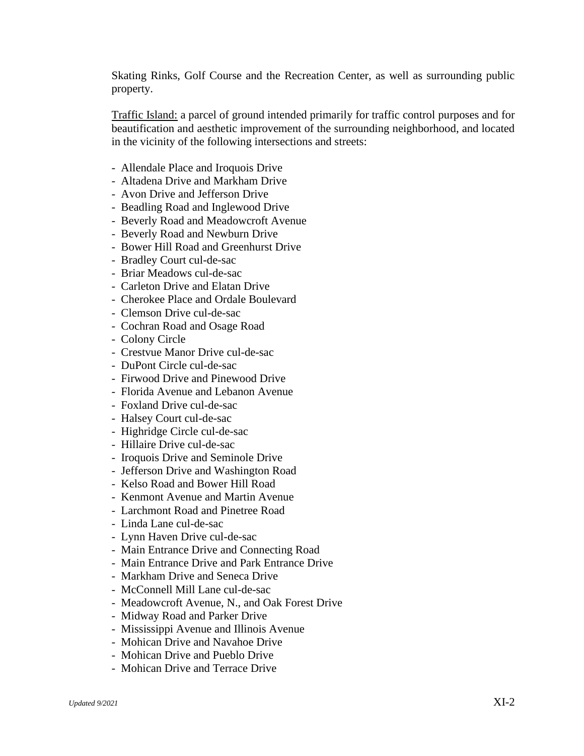Skating Rinks, Golf Course and the Recreation Center, as well as surrounding public property.

Traffic Island: a parcel of ground intended primarily for traffic control purposes and for beautification and aesthetic improvement of the surrounding neighborhood, and located in the vicinity of the following intersections and streets:

- Allendale Place and Iroquois Drive
- Altadena Drive and Markham Drive
- Avon Drive and Jefferson Drive
- Beadling Road and Inglewood Drive
- Beverly Road and Meadowcroft Avenue
- Beverly Road and Newburn Drive
- Bower Hill Road and Greenhurst Drive
- Bradley Court cul-de-sac
- Briar Meadows cul-de-sac
- Carleton Drive and Elatan Drive
- Cherokee Place and Ordale Boulevard
- Clemson Drive cul-de-sac
- Cochran Road and Osage Road
- Colony Circle
- Crestvue Manor Drive cul-de-sac
- DuPont Circle cul-de-sac
- Firwood Drive and Pinewood Drive
- Florida Avenue and Lebanon Avenue
- Foxland Drive cul-de-sac
- Halsey Court cul-de-sac
- Highridge Circle cul-de-sac
- Hillaire Drive cul-de-sac
- Iroquois Drive and Seminole Drive
- Jefferson Drive and Washington Road
- Kelso Road and Bower Hill Road
- Kenmont Avenue and Martin Avenue
- Larchmont Road and Pinetree Road
- Linda Lane cul-de-sac
- Lynn Haven Drive cul-de-sac
- Main Entrance Drive and Connecting Road
- Main Entrance Drive and Park Entrance Drive
- Markham Drive and Seneca Drive
- McConnell Mill Lane cul-de-sac
- Meadowcroft Avenue, N., and Oak Forest Drive
- Midway Road and Parker Drive
- Mississippi Avenue and Illinois Avenue
- Mohican Drive and Navahoe Drive
- Mohican Drive and Pueblo Drive
- Mohican Drive and Terrace Drive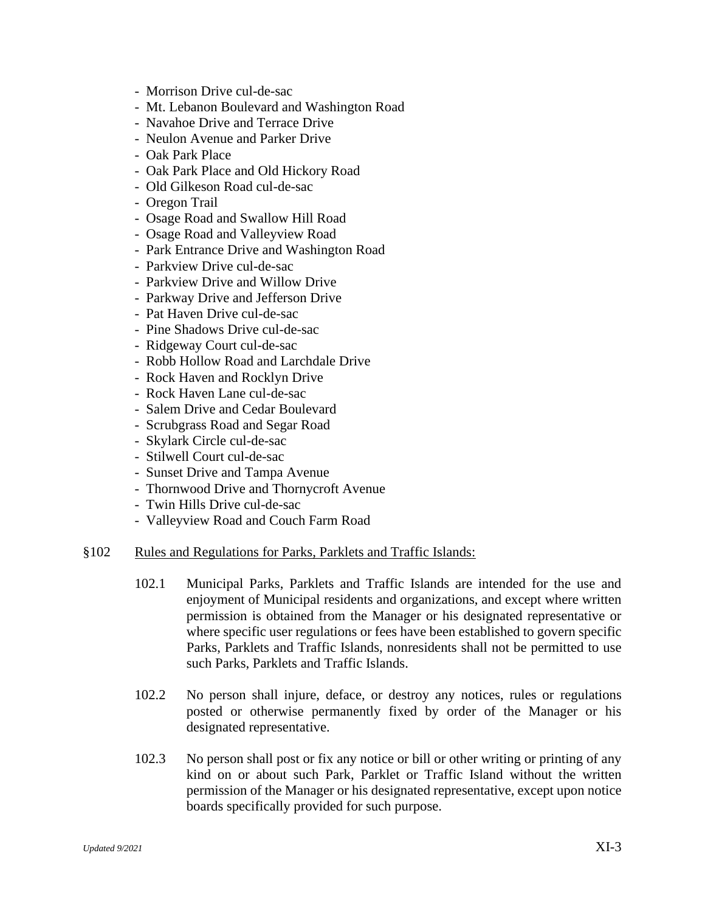- Morrison Drive cul-de-sac
- Mt. Lebanon Boulevard and Washington Road
- Navahoe Drive and Terrace Drive
- Neulon Avenue and Parker Drive
- Oak Park Place
- Oak Park Place and Old Hickory Road
- Old Gilkeson Road cul-de-sac
- Oregon Trail
- Osage Road and Swallow Hill Road
- Osage Road and Valleyview Road
- Park Entrance Drive and Washington Road
- Parkview Drive cul-de-sac
- Parkview Drive and Willow Drive
- Parkway Drive and Jefferson Drive
- Pat Haven Drive cul-de-sac
- Pine Shadows Drive cul-de-sac
- Ridgeway Court cul-de-sac
- Robb Hollow Road and Larchdale Drive
- Rock Haven and Rocklyn Drive
- Rock Haven Lane cul-de-sac
- Salem Drive and Cedar Boulevard
- Scrubgrass Road and Segar Road
- Skylark Circle cul-de-sac
- Stilwell Court cul-de-sac
- Sunset Drive and Tampa Avenue
- Thornwood Drive and Thornycroft Avenue
- Twin Hills Drive cul-de-sac
- Valleyview Road and Couch Farm Road

§102 Rules and Regulations for Parks, Parklets and Traffic Islands:

102.1 Municipal Parks, Parklets and Traffic Islands are intended for the use and enjoyment of Municipal residents and organizations, and except where written permission is obtained from the Manager or his designated representative or where specific user regulations or fees have been established to govern specific Parks, Parklets and Traffic Islands, nonresidents shall not be permitted to use such Parks, Parklets and Traffic Islands.

102.2 No person shall injure, deface, or destroy any notices, rules or regulations posted or otherwise permanently fixed by order of the Manager or his designated representative.

102.3 No person shall post or fix any notice or bill or other writing or printing of any kind on or about such Park, Parklet or Traffic Island without the written permission of the Manager or his designated representative, except upon notice boards specifically provided for such purpose.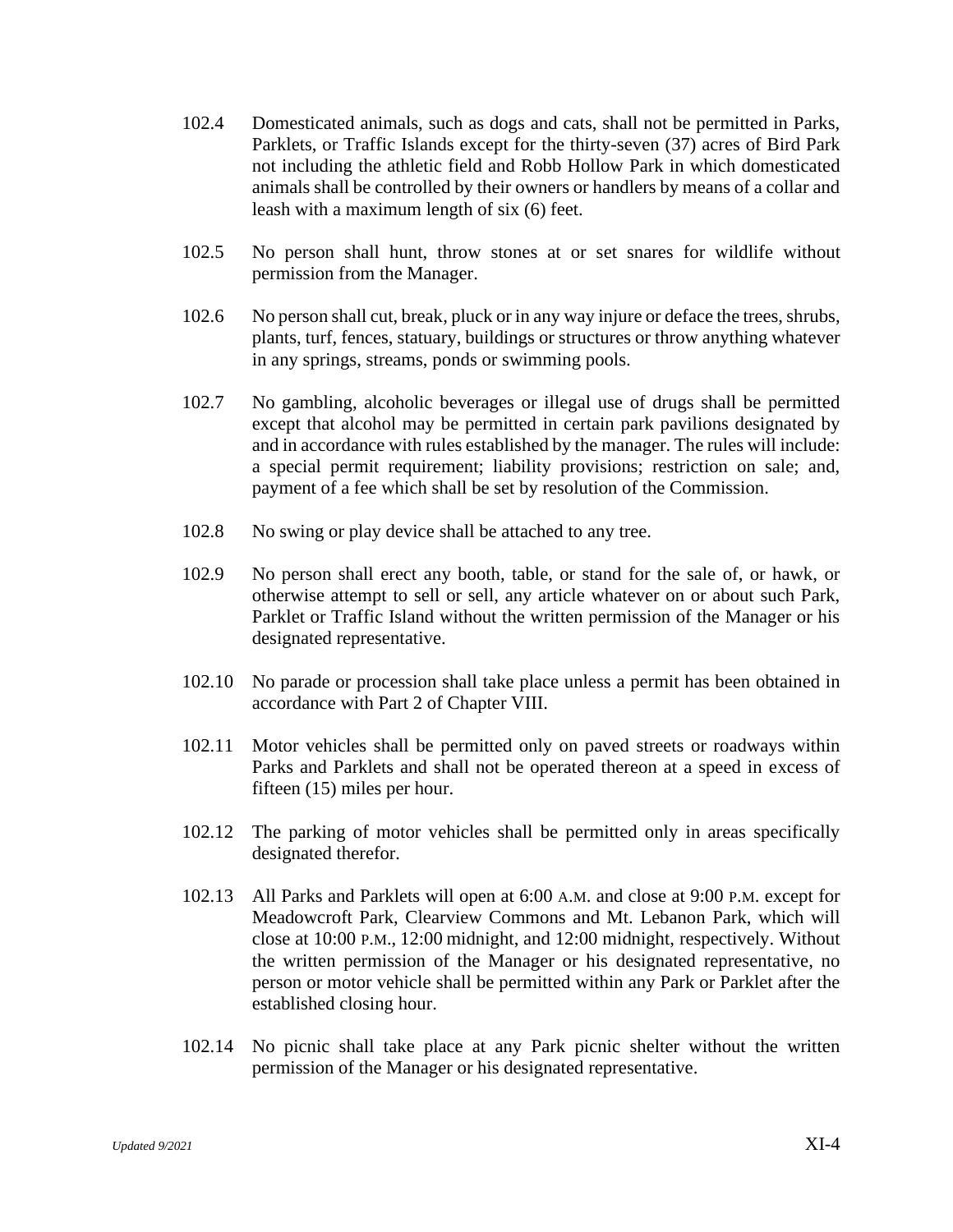102.4 Domesticated animals, such as dogs and cats, shall not be permitted in Parks, Parklets, or Traffic Islands except for the thirty-seven (37) acres of Bird Park not including the athletic field and Robb Hollow Park in which domesticated animals shall be controlled by their owners or handlers by means of a collar and leash with a maximum length of six (6) feet.

102.5 No person shall hunt, throw stones at or set snares for wildlife without permission from the Manager.

102.6 No person shall cut, break, pluck or in any way injure or deface the trees, shrubs, plants, turf, fences, statuary, buildings or structures or throw anything whatever in any springs, streams, ponds or swimming pools.

102.7 No gambling, alcoholic beverages or illegal use of drugs shall be permitted except that alcohol may be permitted in certain park pavilions designated by and in accordance with rules established by the manager. The rules will include: a special permit requirement; liability provisions; restriction on sale; and, payment of a fee which shall be set by resolution of the Commission.

102.8 No swing or play device shall be attached to any tree.

102.9 No person shall erect any booth, table, or stand for the sale of, or hawk, or otherwise attempt to sell or sell, any article whatever on or about such Park, Parklet or Traffic Island without the written permission of the Manager or his designated representative.

102.10 No parade or procession shall take place unless a permit has been obtained in accordance with Part 2 of Chapter VIII.

102.11 Motor vehicles shall be permitted only on paved streets or roadways within Parks and Parklets and shall not be operated thereon at a speed in excess of fifteen (15) miles per hour.

102.12 The parking of motor vehicles shall be permitted only in areas specifically designated therefor.

102.13 All Parks and Parklets will open at 6:00 A.M. and close at 9:00 P.M. except for Meadowcroft Park, Clearview Commons and Mt. Lebanon Park, which will close at 10:00 P.M., 12:00 midnight, and 12:00 midnight, respectively. Without the written permission of the Manager or his designated representative, no person or motor vehicle shall be permitted within any Park or Parklet after the established closing hour.

102.14 No picnic shall take place at any Park picnic shelter without the written permission of the Manager or his designated representative.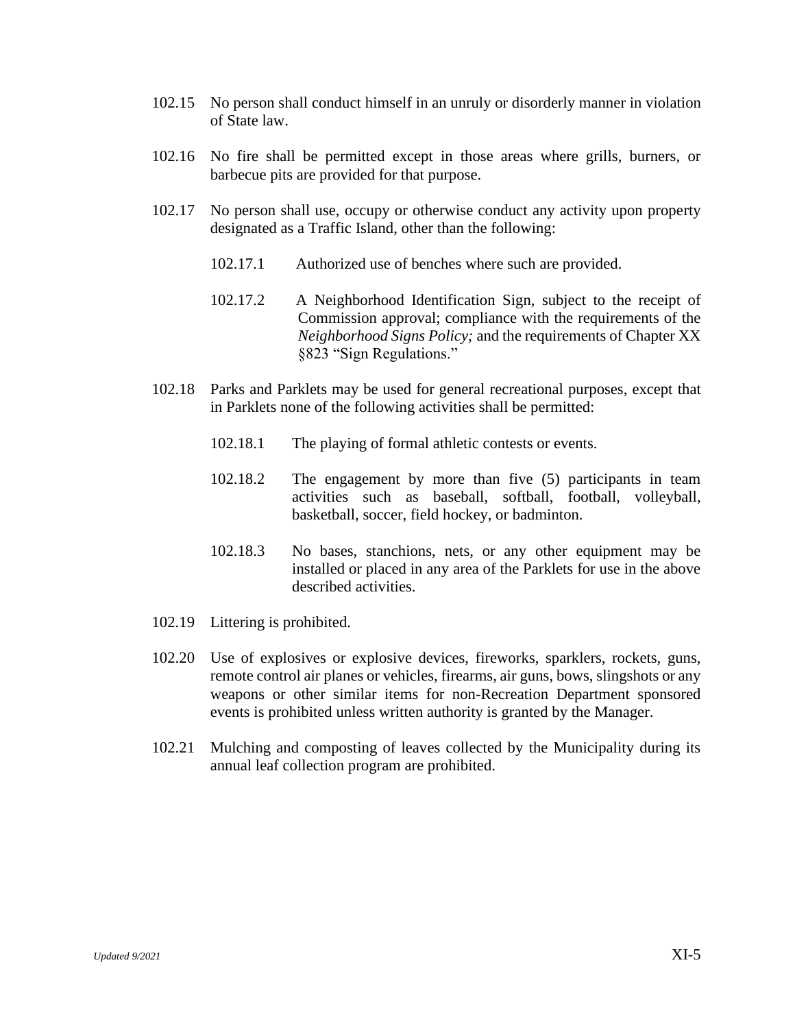102.15 No person shall conduct himself in an unruly or disorderly manner in violation of State law.

102.16 No fire shall be permitted except in those areas where grills, burners, or barbecue pits are provided for that purpose.

102.17 No person shall use, occupy or otherwise conduct any activity upon property designated as a Traffic Island, other than the following:

> 102.17.1 Authorized use of benches where such are provided.
>
> 102.17.2 A Neighborhood Identification Sign, subject to the receipt of Commission approval; compliance with the requirements of the *Neighborhood Signs Policy;* and the requirements of Chapter XX §823 "Sign Regulations."

102.18 Parks and Parklets may be used for general recreational purposes, except that in Parklets none of the following activities shall be permitted:

> 102.18.1 The playing of formal athletic contests or events.
>
> 102.18.2 The engagement by more than five (5) participants in team activities such as baseball, softball, football, volleyball, basketball, soccer, field hockey, or badminton.
>
> 102.18.3 No bases, stanchions, nets, or any other equipment may be installed or placed in any area of the Parklets for use in the above described activities.

102.19 Littering is prohibited.

102.20 Use of explosives or explosive devices, fireworks, sparklers, rockets, guns, remote control air planes or vehicles, firearms, air guns, bows, slingshots or any weapons or other similar items for non-Recreation Department sponsored events is prohibited unless written authority is granted by the Manager.

102.21 Mulching and composting of leaves collected by the Municipality during its annual leaf collection program are prohibited.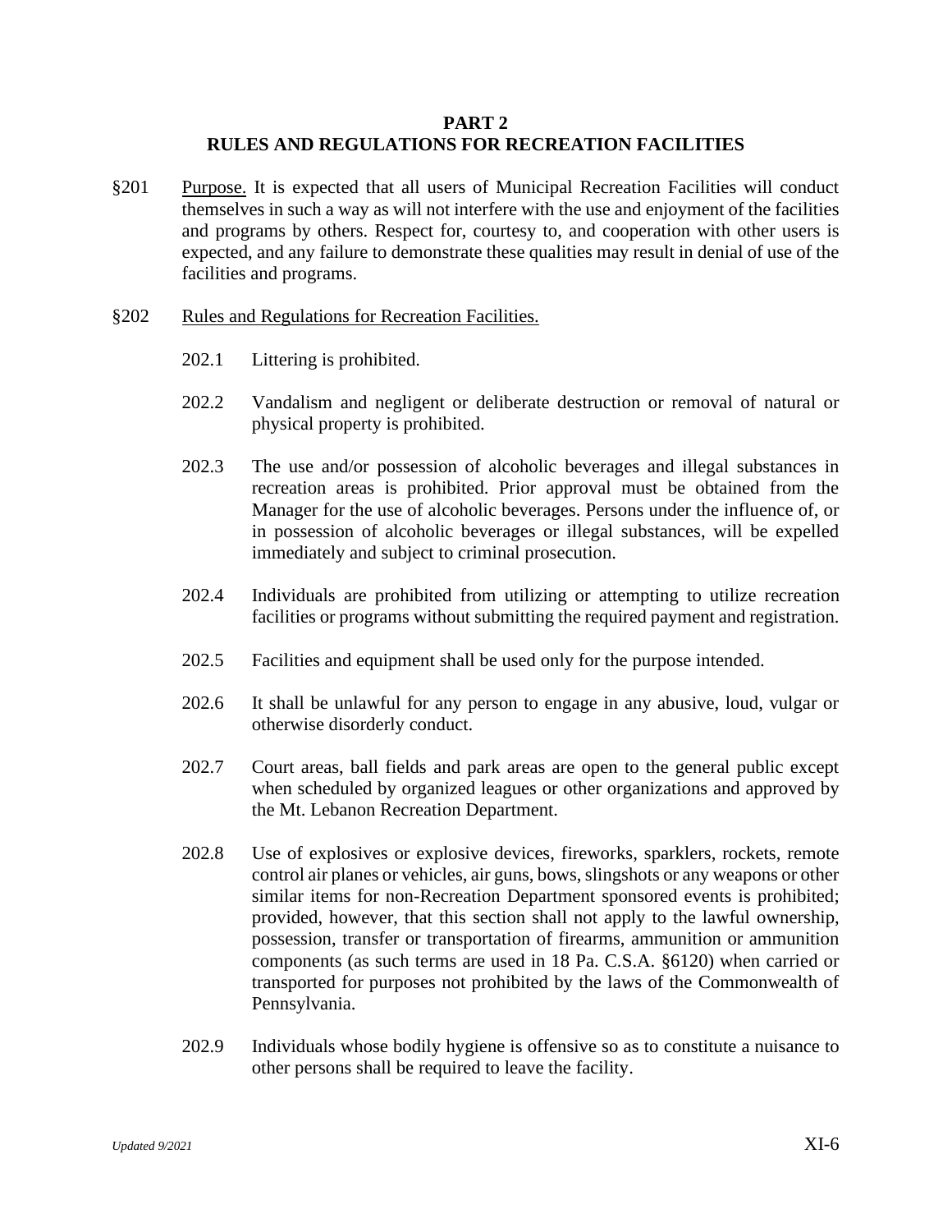# PART 2
# RULES AND REGULATIONS FOR RECREATION FACILITIES

§201 Purpose. It is expected that all users of Municipal Recreation Facilities will conduct themselves in such a way as will not interfere with the use and enjoyment of the facilities and programs by others. Respect for, courtesy to, and cooperation with other users is expected, and any failure to demonstrate these qualities may result in denial of use of the facilities and programs.

§202 Rules and Regulations for Recreation Facilities.

202.1 Littering is prohibited.

202.2 Vandalism and negligent or deliberate destruction or removal of natural or physical property is prohibited.

202.3 The use and/or possession of alcoholic beverages and illegal substances in recreation areas is prohibited. Prior approval must be obtained from the Manager for the use of alcoholic beverages. Persons under the influence of, or in possession of alcoholic beverages or illegal substances, will be expelled immediately and subject to criminal prosecution.

202.4 Individuals are prohibited from utilizing or attempting to utilize recreation facilities or programs without submitting the required payment and registration.

202.5 Facilities and equipment shall be used only for the purpose intended.

202.6 It shall be unlawful for any person to engage in any abusive, loud, vulgar or otherwise disorderly conduct.

202.7 Court areas, ball fields and park areas are open to the general public except when scheduled by organized leagues or other organizations and approved by the Mt. Lebanon Recreation Department.

202.8 Use of explosives or explosive devices, fireworks, sparklers, rockets, remote control air planes or vehicles, air guns, bows, slingshots or any weapons or other similar items for non-Recreation Department sponsored events is prohibited; provided, however, that this section shall not apply to the lawful ownership, possession, transfer or transportation of firearms, ammunition or ammunition components (as such terms are used in 18 Pa. C.S.A. §6120) when carried or transported for purposes not prohibited by the laws of the Commonwealth of Pennsylvania.

202.9 Individuals whose bodily hygiene is offensive so as to constitute a nuisance to other persons shall be required to leave the facility.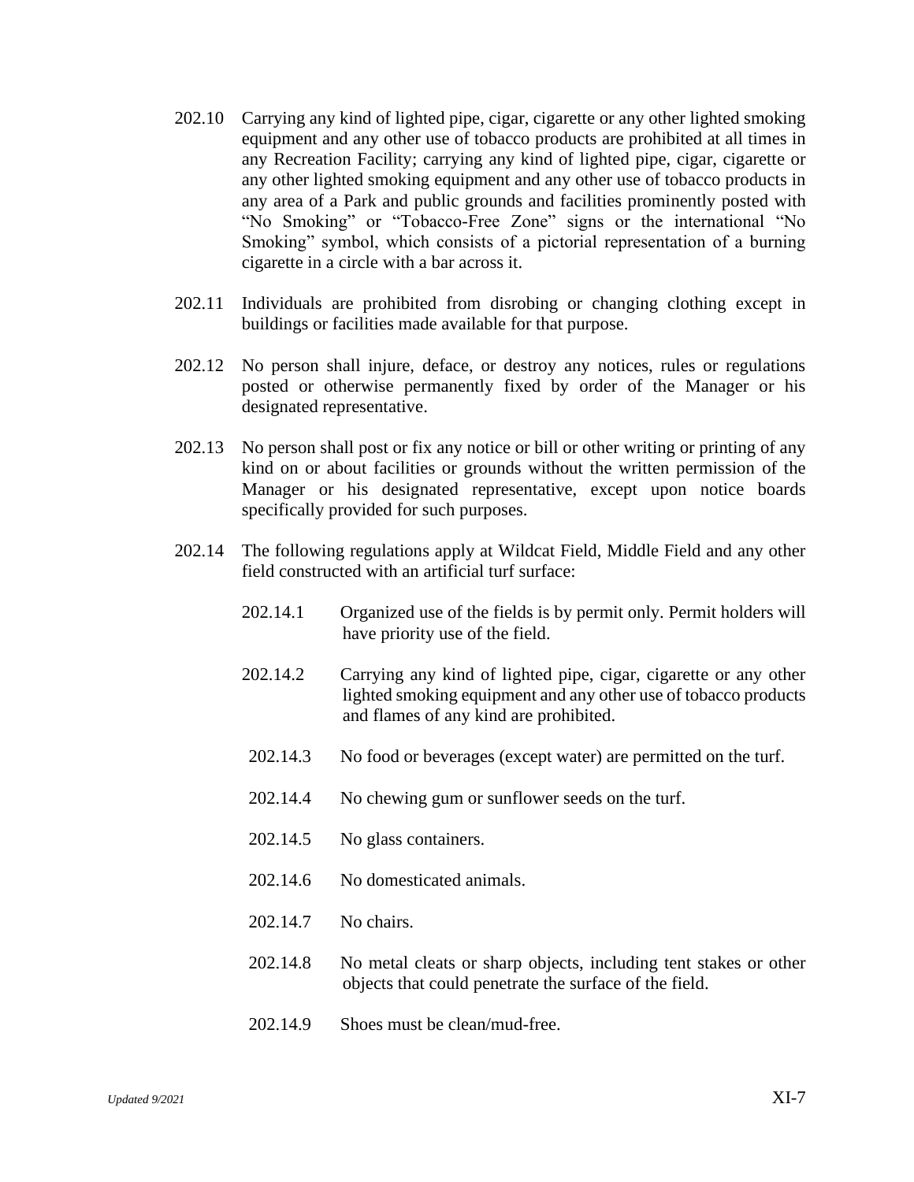202.10 Carrying any kind of lighted pipe, cigar, cigarette or any other lighted smoking equipment and any other use of tobacco products are prohibited at all times in any Recreation Facility; carrying any kind of lighted pipe, cigar, cigarette or any other lighted smoking equipment and any other use of tobacco products in any area of a Park and public grounds and facilities prominently posted with "No Smoking" or "Tobacco-Free Zone" signs or the international "No Smoking" symbol, which consists of a pictorial representation of a burning cigarette in a circle with a bar across it.

202.11 Individuals are prohibited from disrobing or changing clothing except in buildings or facilities made available for that purpose.

202.12 No person shall injure, deface, or destroy any notices, rules or regulations posted or otherwise permanently fixed by order of the Manager or his designated representative.

202.13 No person shall post or fix any notice or bill or other writing or printing of any kind on or about facilities or grounds without the written permission of the Manager or his designated representative, except upon notice boards specifically provided for such purposes.

202.14 The following regulations apply at Wildcat Field, Middle Field and any other field constructed with an artificial turf surface:

- 202.14.1 Organized use of the fields is by permit only. Permit holders will have priority use of the field.
- 202.14.2 Carrying any kind of lighted pipe, cigar, cigarette or any other lighted smoking equipment and any other use of tobacco products and flames of any kind are prohibited.
- 202.14.3 No food or beverages (except water) are permitted on the turf.
- 202.14.4 No chewing gum or sunflower seeds on the turf.
- 202.14.5 No glass containers.
- 202.14.6 No domesticated animals.
- 202.14.7 No chairs.
- 202.14.8 No metal cleats or sharp objects, including tent stakes or other objects that could penetrate the surface of the field.
- 202.14.9 Shoes must be clean/mud-free.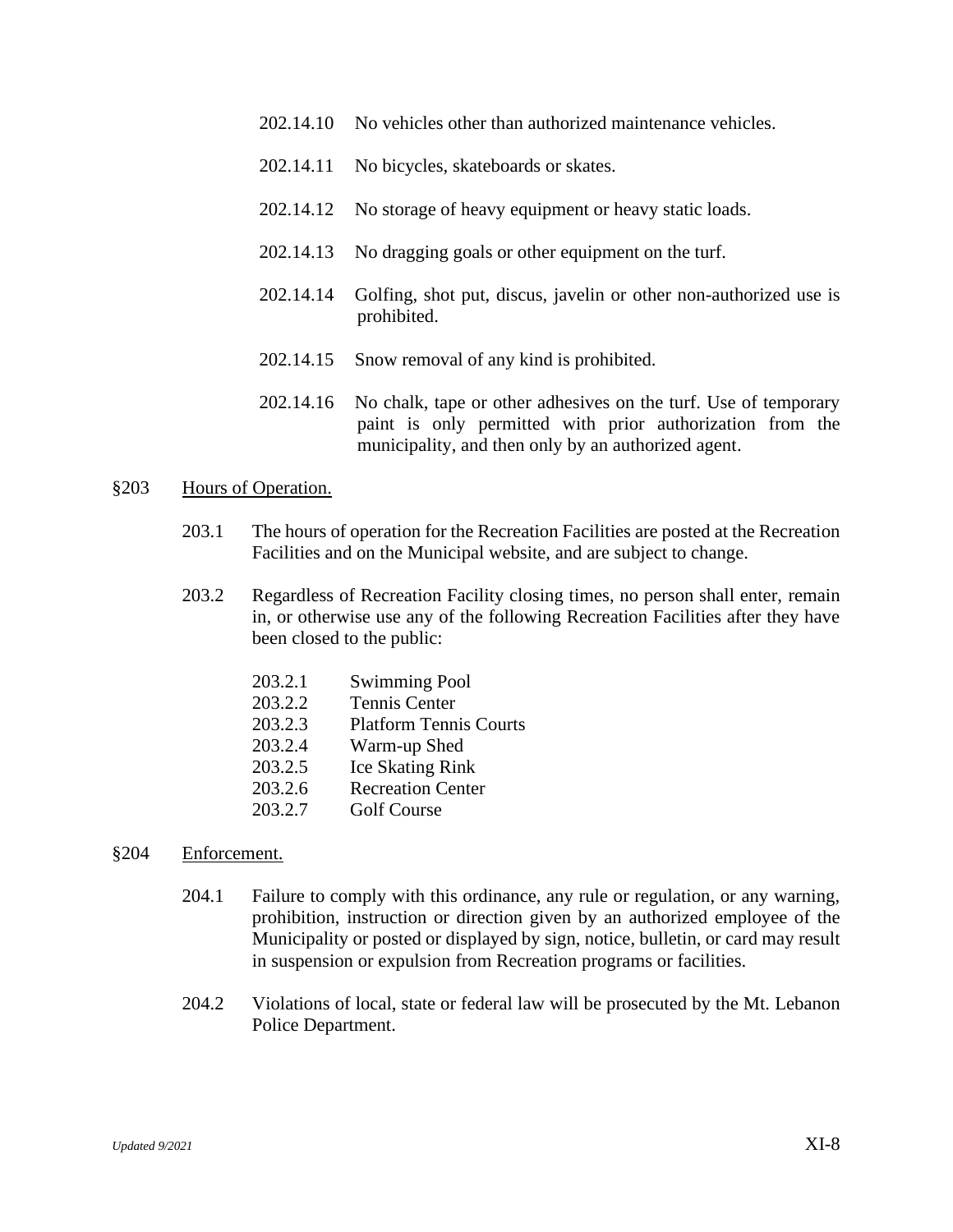202.14.10 No vehicles other than authorized maintenance vehicles.

202.14.11 No bicycles, skateboards or skates.

202.14.12 No storage of heavy equipment or heavy static loads.

202.14.13 No dragging goals or other equipment on the turf.

202.14.14 Golfing, shot put, discus, javelin or other non-authorized use is prohibited.

202.14.15 Snow removal of any kind is prohibited.

202.14.16 No chalk, tape or other adhesives on the turf. Use of temporary paint is only permitted with prior authorization from the municipality, and then only by an authorized agent.

## §203 Hours of Operation.

203.1 The hours of operation for the Recreation Facilities are posted at the Recreation Facilities and on the Municipal website, and are subject to change.

203.2 Regardless of Recreation Facility closing times, no person shall enter, remain in, or otherwise use any of the following Recreation Facilities after they have been closed to the public:

203.2.1 Swimming Pool
203.2.2 Tennis Center
203.2.3 Platform Tennis Courts
203.2.4 Warm-up Shed
203.2.5 Ice Skating Rink
203.2.6 Recreation Center
203.2.7 Golf Course

## §204 Enforcement.

204.1 Failure to comply with this ordinance, any rule or regulation, or any warning, prohibition, instruction or direction given by an authorized employee of the Municipality or posted or displayed by sign, notice, bulletin, or card may result in suspension or expulsion from Recreation programs or facilities.

204.2 Violations of local, state or federal law will be prosecuted by the Mt. Lebanon Police Department.